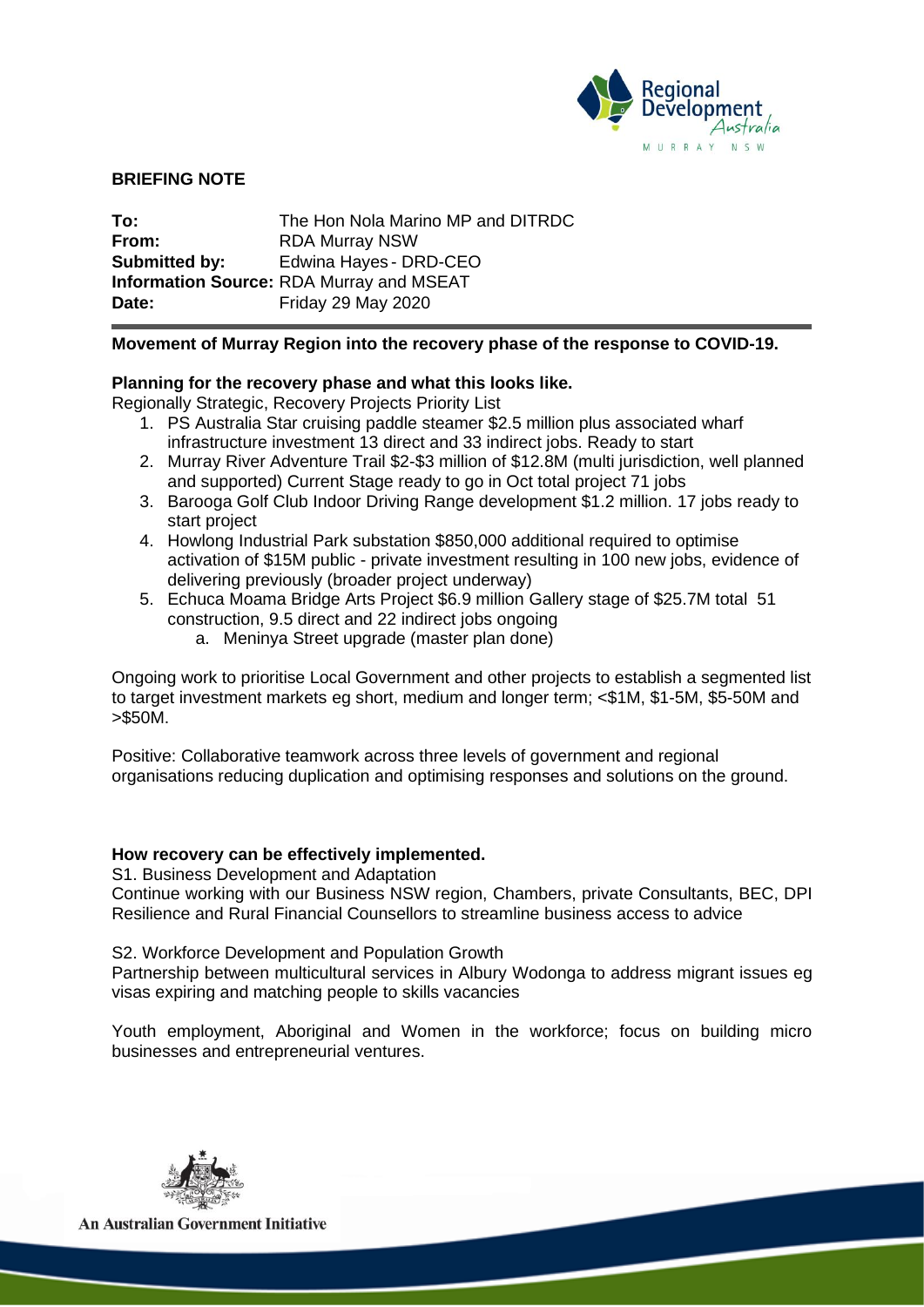## BRIEFING NOTE

**To:** The Hon Nola Marino MP and DITRDC
**From:** RDA Murray NSW
**Submitted by:** Edwina Hayes - DRD-CEO
**Information Source:** RDA Murray and MSEAT
**Date:** Friday 29 May 2020

**Movement of Murray Region into the recovery phase of the response to COVID-19.**

**Planning for the recovery phase and what this looks like.**

Regionally Strategic, Recovery Projects Priority List

1. PS Australia Star cruising paddle steamer $2.5 million plus associated wharf infrastructure investment 13 direct and 33 indirect jobs. Ready to start
2. Murray River Adventure Trail $2-$3 million of $12.8M (multi jurisdiction, well planned and supported) Current Stage ready to go in Oct total project 71 jobs
3. Barooga Golf Club Indoor Driving Range development $1.2 million. 17 jobs ready to start project
4. Howlong Industrial Park substation $850,000 additional required to optimise activation of $15M public - private investment resulting in 100 new jobs, evidence of delivering previously (broader project underway)
5. Echuca Moama Bridge Arts Project $6.9 million Gallery stage of $25.7M total 51 construction, 9.5 direct and 22 indirect jobs ongoing
   a. Meninya Street upgrade (master plan done)

Ongoing work to prioritise Local Government and other projects to establish a segmented list to target investment markets eg short, medium and longer term; <$1M, $1-5M, $5-50M and >$50M.

Positive: Collaborative teamwork across three levels of government and regional organisations reducing duplication and optimising responses and solutions on the ground.

**How recovery can be effectively implemented.**

S1. Business Development and Adaptation

Continue working with our Business NSW region, Chambers, private Consultants, BEC, DPI Resilience and Rural Financial Counsellors to streamline business access to advice

S2. Workforce Development and Population Growth

Partnership between multicultural services in Albury Wodonga to address migrant issues eg visas expiring and matching people to skills vacancies

Youth employment, Aboriginal and Women in the workforce; focus on building micro businesses and entrepreneurial ventures.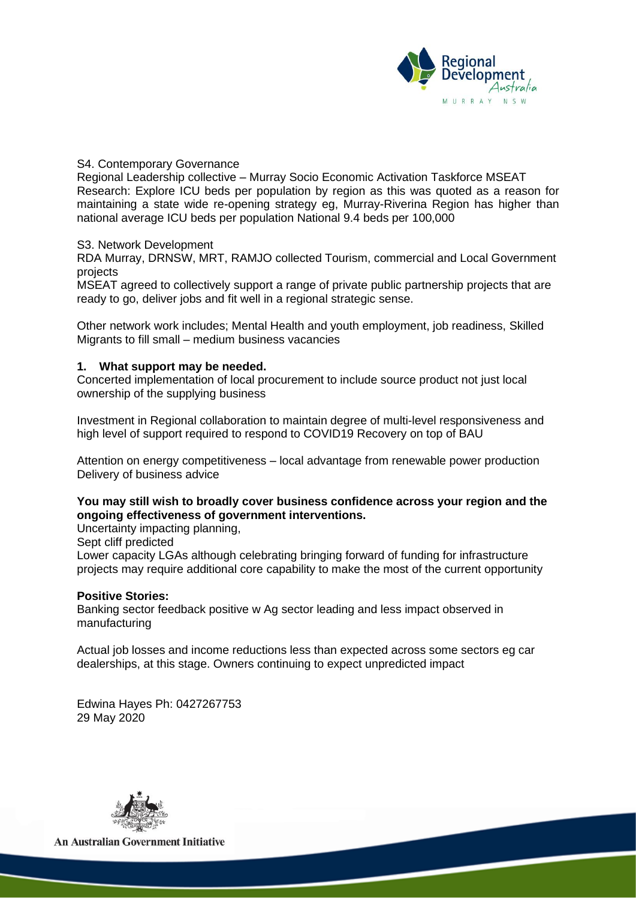S4. Contemporary Governance
Regional Leadership collective – Murray Socio Economic Activation Taskforce MSEAT
Research: Explore ICU beds per population by region as this was quoted as a reason for maintaining a state wide re-opening strategy eg, Murray-Riverina Region has higher than national average ICU beds per population National 9.4 beds per 100,000

S3. Network Development
RDA Murray, DRNSW, MRT, RAMJO collected Tourism, commercial and Local Government projects
MSEAT agreed to collectively support a range of private public partnership projects that are ready to go, deliver jobs and fit well in a regional strategic sense.

Other network work includes; Mental Health and youth employment, job readiness, Skilled Migrants to fill small – medium business vacancies

**1. What support may be needed.**

Concerted implementation of local procurement to include source product not just local ownership of the supplying business

Investment in Regional collaboration to maintain degree of multi-level responsiveness and high level of support required to respond to COVID19 Recovery on top of BAU

Attention on energy competitiveness – local advantage from renewable power production
Delivery of business advice

**You may still wish to broadly cover business confidence across your region and the ongoing effectiveness of government interventions.**

Uncertainty impacting planning,
Sept cliff predicted
Lower capacity LGAs although celebrating bringing forward of funding for infrastructure projects may require additional core capability to make the most of the current opportunity

**Positive Stories:**

Banking sector feedback positive w Ag sector leading and less impact observed in manufacturing

Actual job losses and income reductions less than expected across some sectors eg car dealerships, at this stage. Owners continuing to expect unpredicted impact

Edwina Hayes Ph: 0427267753
29 May 2020